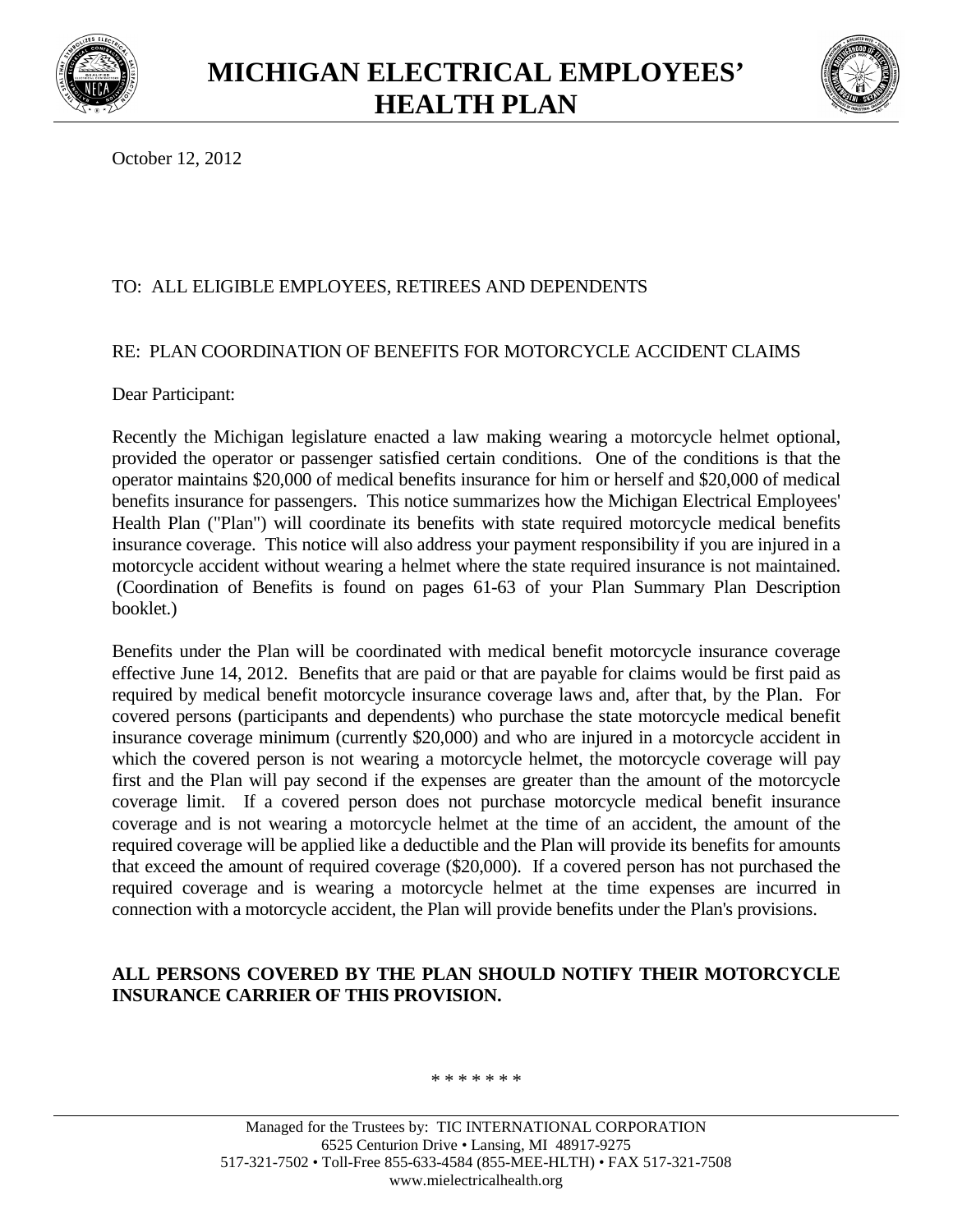# MICHIGAN ELECTRICAL EMPLOYEES' HEALTH PLAN

October 12, 2012

TO: ALL ELIGIBLE EMPLOYEES, RETIREES AND DEPENDENTS

RE: PLAN COORDINATION OF BENEFITS FOR MOTORCYCLE ACCIDENT CLAIMS

Dear Participant:

Recently the Michigan legislature enacted a law making wearing a motorcycle helmet optional, provided the operator or passenger satisfied certain conditions. One of the conditions is that the operator maintains $20,000 of medical benefits insurance for him or herself and $20,000 of medical benefits insurance for passengers. This notice summarizes how the Michigan Electrical Employees' Health Plan ("Plan") will coordinate its benefits with state required motorcycle medical benefits insurance coverage. This notice will also address your payment responsibility if you are injured in a motorcycle accident without wearing a helmet where the state required insurance is not maintained. (Coordination of Benefits is found on pages 61-63 of your Plan Summary Plan Description booklet.)

Benefits under the Plan will be coordinated with medical benefit motorcycle insurance coverage effective June 14, 2012. Benefits that are paid or that are payable for claims would be first paid as required by medical benefit motorcycle insurance coverage laws and, after that, by the Plan. For covered persons (participants and dependents) who purchase the state motorcycle medical benefit insurance coverage minimum (currently $20,000) and who are injured in a motorcycle accident in which the covered person is not wearing a motorcycle helmet, the motorcycle coverage will pay first and the Plan will pay second if the expenses are greater than the amount of the motorcycle coverage limit. If a covered person does not purchase motorcycle medical benefit insurance coverage and is not wearing a motorcycle helmet at the time of an accident, the amount of the required coverage will be applied like a deductible and the Plan will provide its benefits for amounts that exceed the amount of required coverage ($20,000). If a covered person has not purchased the required coverage and is wearing a motorcycle helmet at the time expenses are incurred in connection with a motorcycle accident, the Plan will provide benefits under the Plan's provisions.

**ALL PERSONS COVERED BY THE PLAN SHOULD NOTIFY THEIR MOTORCYCLE INSURANCE CARRIER OF THIS PROVISION.**

* * * * * * *

Managed for the Trustees by: TIC INTERNATIONAL CORPORATION
6525 Centurion Drive • Lansing, MI 48917-9275
517-321-7502 • Toll-Free 855-633-4584 (855-MEE-HLTH) • FAX 517-321-7508
www.mielectricalhealth.org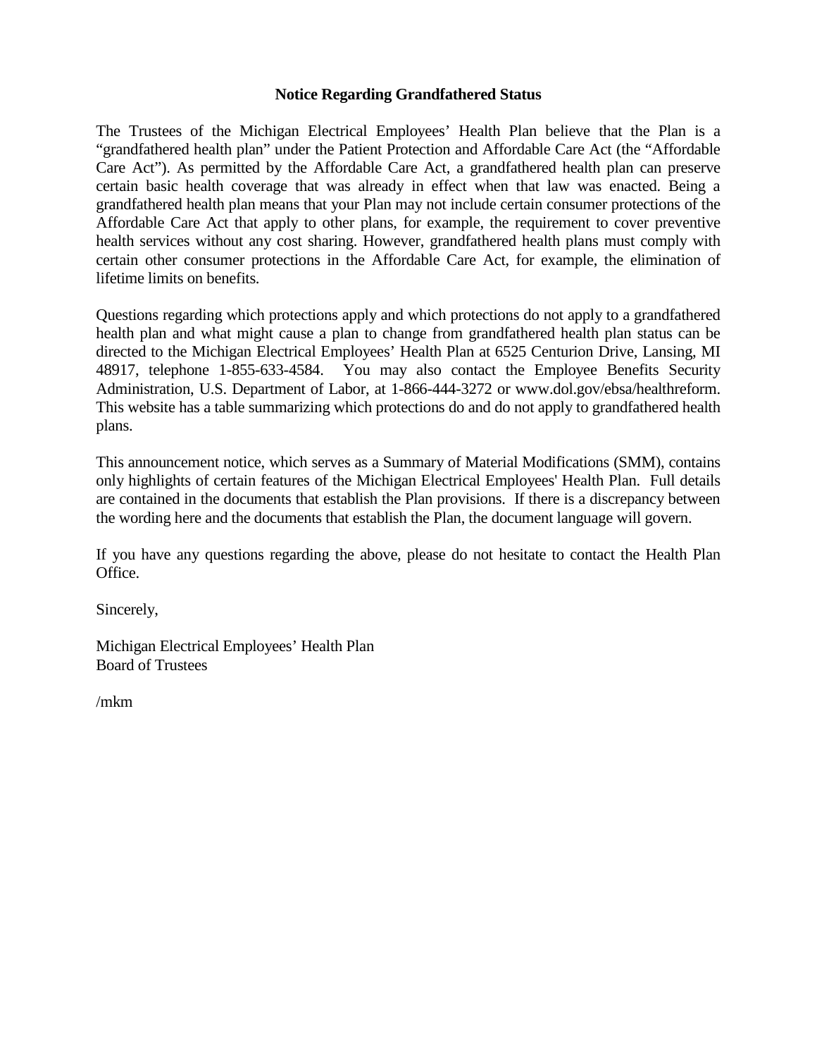**Notice Regarding Grandfathered Status**

The Trustees of the Michigan Electrical Employees' Health Plan believe that the Plan is a "grandfathered health plan" under the Patient Protection and Affordable Care Act (the "Affordable Care Act"). As permitted by the Affordable Care Act, a grandfathered health plan can preserve certain basic health coverage that was already in effect when that law was enacted. Being a grandfathered health plan means that your Plan may not include certain consumer protections of the Affordable Care Act that apply to other plans, for example, the requirement to cover preventive health services without any cost sharing. However, grandfathered health plans must comply with certain other consumer protections in the Affordable Care Act, for example, the elimination of lifetime limits on benefits.

Questions regarding which protections apply and which protections do not apply to a grandfathered health plan and what might cause a plan to change from grandfathered health plan status can be directed to the Michigan Electrical Employees' Health Plan at 6525 Centurion Drive, Lansing, MI 48917, telephone 1-855-633-4584. You may also contact the Employee Benefits Security Administration, U.S. Department of Labor, at 1-866-444-3272 or www.dol.gov/ebsa/healthreform. This website has a table summarizing which protections do and do not apply to grandfathered health plans.

This announcement notice, which serves as a Summary of Material Modifications (SMM), contains only highlights of certain features of the Michigan Electrical Employees' Health Plan. Full details are contained in the documents that establish the Plan provisions. If there is a discrepancy between the wording here and the documents that establish the Plan, the document language will govern.

If you have any questions regarding the above, please do not hesitate to contact the Health Plan Office.

Sincerely,

Michigan Electrical Employees' Health Plan
Board of Trustees

/mkm